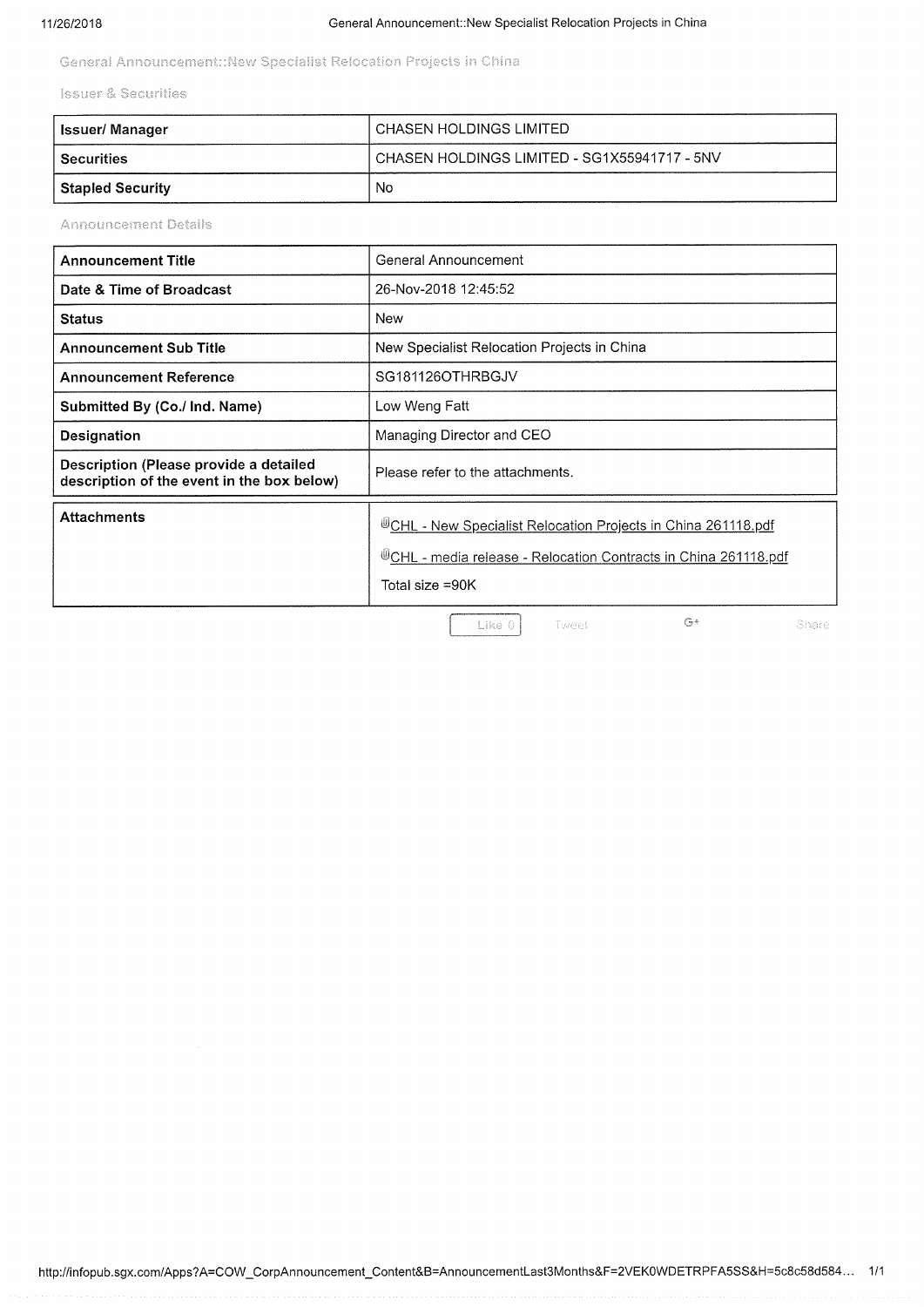# General Announcement::New Specialist Relocation Projects in China

## Issuer & Securities

| Issuer/ Manager | CHASEN HOLDINGS LIMITED |
|---|---|
| Securities | CHASEN HOLDINGS LIMITED - SG1X55941717 - 5NV |
| Stapled Security | No |

## Announcement Details

| Announcement Title | General Announcement |
|---|---|
| Date & Time of Broadcast | 26-Nov-2018 12:45:52 |
| Status | New |
| Announcement Sub Title | New Specialist Relocation Projects in China |
| Announcement Reference | SG181126OTHRBGJV |
| Submitted By (Co./ Ind. Name) | Low Weng Fatt |
| Designation | Managing Director and CEO |
| Description (Please provide a detailed description of the event in the box below) | Please refer to the attachments. |

| Attachments | CHL - New Specialist Relocation Projects in China 261118.pdf<br>CHL - media release - Relocation Contracts in China 261118.pdf<br>Total size =90K |
|---|---|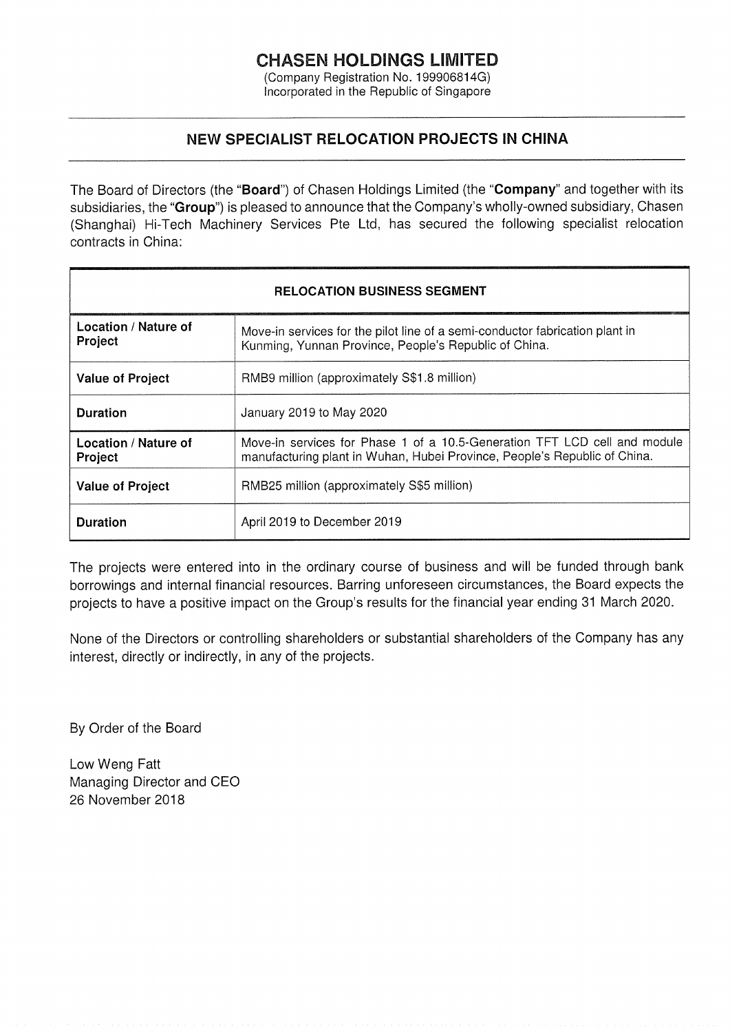# CHASEN HOLDINGS LIMITED

(Company Registration No. 199906814G)
Incorporated in the Republic of Singapore

## NEW SPECIALIST RELOCATION PROJECTS IN CHINA

The Board of Directors (the "**Board**") of Chasen Holdings Limited (the "**Company**" and together with its subsidiaries, the "**Group**") is pleased to announce that the Company's wholly-owned subsidiary, Chasen (Shanghai) Hi-Tech Machinery Services Pte Ltd, has secured the following specialist relocation contracts in China:

| **RELOCATION BUSINESS SEGMENT** | |
|---|---|
| **Location / Nature of Project** | Move-in services for the pilot line of a semi-conductor fabrication plant in Kunming, Yunnan Province, People's Republic of China. |
| **Value of Project** | RMB9 million (approximately S$1.8 million) |
| **Duration** | January 2019 to May 2020 |
| **Location / Nature of Project** | Move-in services for Phase 1 of a 10.5-Generation TFT LCD cell and module manufacturing plant in Wuhan, Hubei Province, People's Republic of China. |
| **Value of Project** | RMB25 million (approximately S$5 million) |
| **Duration** | April 2019 to December 2019 |

The projects were entered into in the ordinary course of business and will be funded through bank borrowings and internal financial resources. Barring unforeseen circumstances, the Board expects the projects to have a positive impact on the Group's results for the financial year ending 31 March 2020.

None of the Directors or controlling shareholders or substantial shareholders of the Company has any interest, directly or indirectly, in any of the projects.

By Order of the Board

Low Weng Fatt
Managing Director and CEO
26 November 2018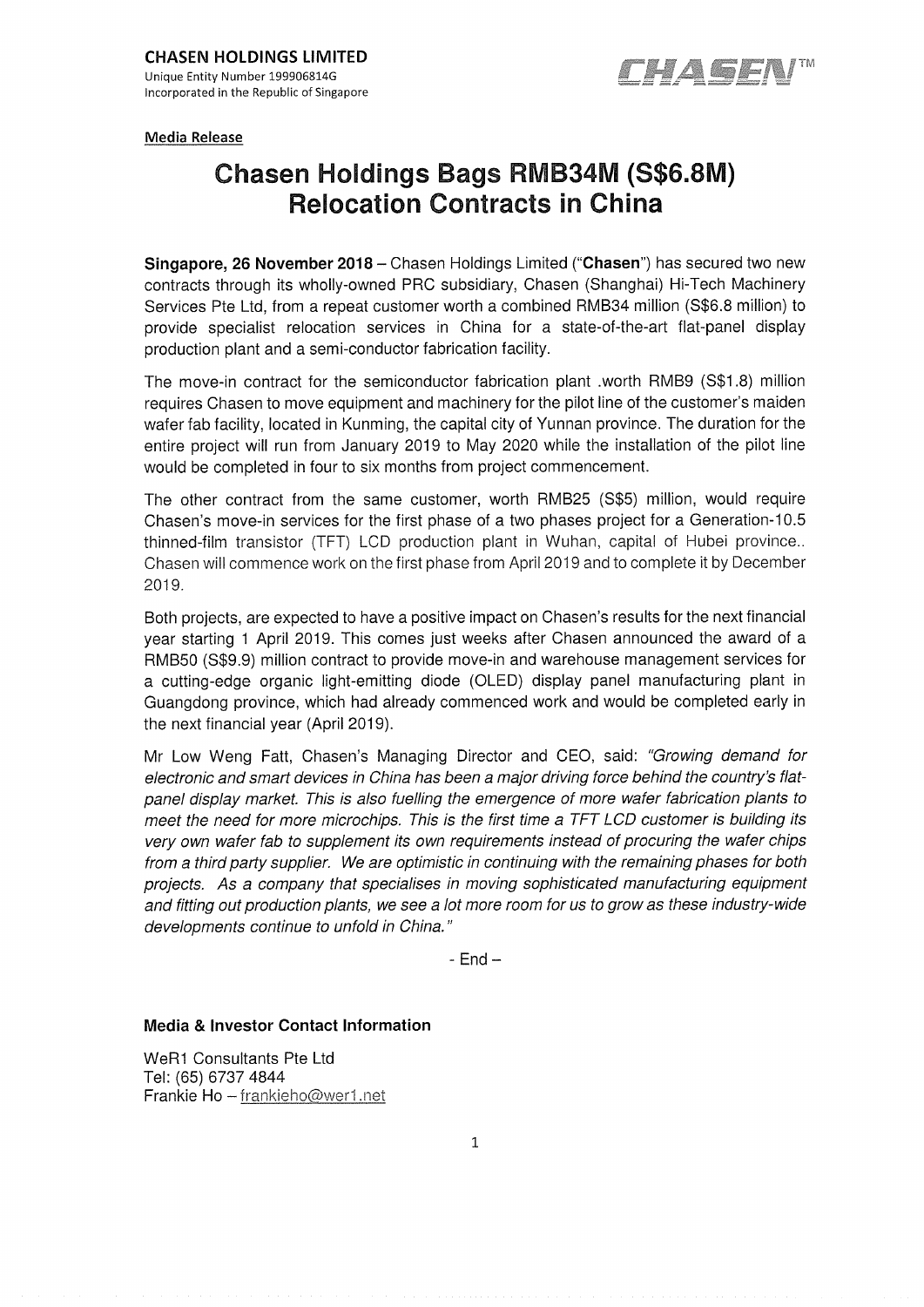**CHASEN HOLDINGS LIMITED**
Unique Entity Number 199906814G
Incorporated in the Republic of Singapore

CHASEN™

Media Release

# Chasen Holdings Bags RMB34M (S$6.8M) Relocation Contracts in China

**Singapore, 26 November 2018** – Chasen Holdings Limited ("**Chasen**") has secured two new contracts through its wholly-owned PRC subsidiary, Chasen (Shanghai) Hi-Tech Machinery Services Pte Ltd, from a repeat customer worth a combined RMB34 million (S$6.8 million) to provide specialist relocation services in China for a state-of-the-art flat-panel display production plant and a semi-conductor fabrication facility.

The move-in contract for the semiconductor fabrication plant .worth RMB9 (S$1.8) million requires Chasen to move equipment and machinery for the pilot line of the customer's maiden wafer fab facility, located in Kunming, the capital city of Yunnan province. The duration for the entire project will run from January 2019 to May 2020 while the installation of the pilot line would be completed in four to six months from project commencement.

The other contract from the same customer, worth RMB25 (S$5) million, would require Chasen's move-in services for the first phase of a two phases project for a Generation-10.5 thinned-film transistor (TFT) LCD production plant in Wuhan, capital of Hubei province.. Chasen will commence work on the first phase from April 2019 and to complete it by December 2019.

Both projects, are expected to have a positive impact on Chasen's results for the next financial year starting 1 April 2019. This comes just weeks after Chasen announced the award of a RMB50 (S$9.9) million contract to provide move-in and warehouse management services for a cutting-edge organic light-emitting diode (OLED) display panel manufacturing plant in Guangdong province, which had already commenced work and would be completed early in the next financial year (April 2019).

Mr Low Weng Fatt, Chasen's Managing Director and CEO, said: *"Growing demand for electronic and smart devices in China has been a major driving force behind the country's flat-panel display market. This is also fuelling the emergence of more wafer fabrication plants to meet the need for more microchips. This is the first time a TFT LCD customer is building its very own wafer fab to supplement its own requirements instead of procuring the wafer chips from a third party supplier. We are optimistic in continuing with the remaining phases for both projects. As a company that specialises in moving sophisticated manufacturing equipment and fitting out production plants, we see a lot more room for us to grow as these industry-wide developments continue to unfold in China."*

- End –

**Media & Investor Contact Information**

WeR1 Consultants Pte Ltd
Tel: (65) 6737 4844
Frankie Ho – frankieho@wer1.net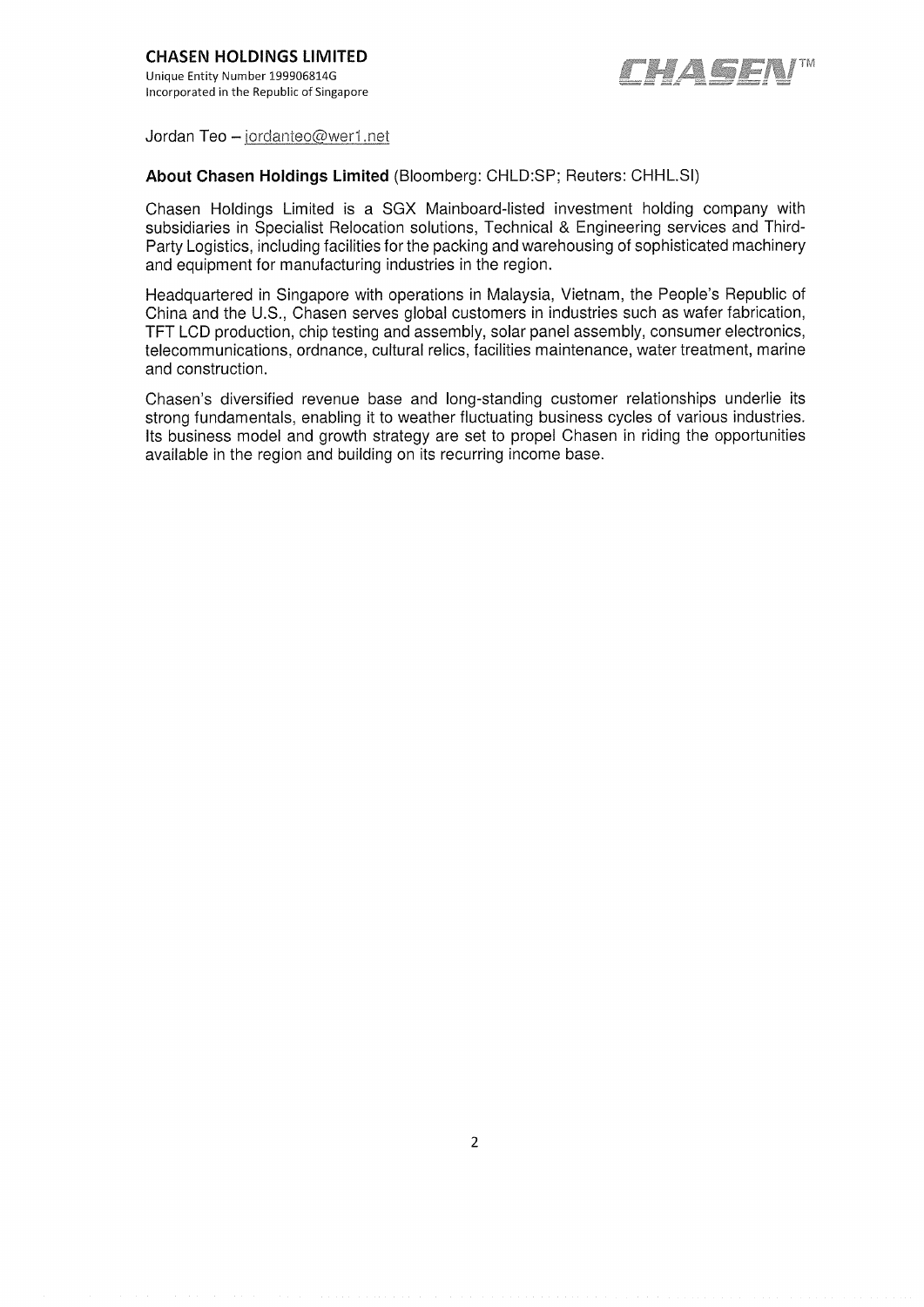Jordan Teo – jordanteo@wer1.net

**About Chasen Holdings Limited** (Bloomberg: CHLD:SP; Reuters: CHHL.SI)

Chasen Holdings Limited is a SGX Mainboard-listed investment holding company with subsidiaries in Specialist Relocation solutions, Technical & Engineering services and Third-Party Logistics, including facilities for the packing and warehousing of sophisticated machinery and equipment for manufacturing industries in the region.

Headquartered in Singapore with operations in Malaysia, Vietnam, the People's Republic of China and the U.S., Chasen serves global customers in industries such as wafer fabrication, TFT LCD production, chip testing and assembly, solar panel assembly, consumer electronics, telecommunications, ordnance, cultural relics, facilities maintenance, water treatment, marine and construction.

Chasen's diversified revenue base and long-standing customer relationships underlie its strong fundamentals, enabling it to weather fluctuating business cycles of various industries. Its business model and growth strategy are set to propel Chasen in riding the opportunities available in the region and building on its recurring income base.